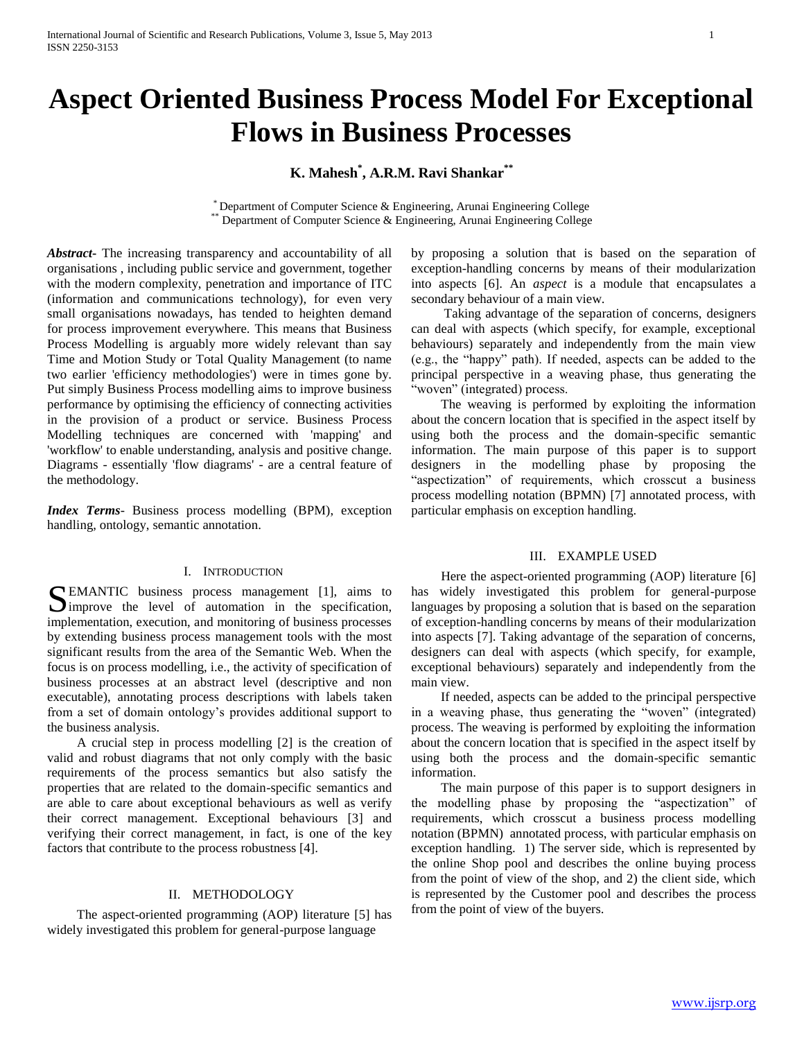# Aspect Oriented Business Process Model For Exceptional Flows in Business Processes

**K. Mahesh[*], A.R.M. Ravi Shankar[**]**

[*] Department of Computer Science & Engineering, Arunai Engineering College
[**] Department of Computer Science & Engineering, Arunai Engineering College

***Abstract-*** The increasing transparency and accountability of all organisations , including public service and government, together with the modern complexity, penetration and importance of ITC (information and communications technology), for even very small organisations nowadays, has tended to heighten demand for process improvement everywhere. This means that Business Process Modelling is arguably more widely relevant than say Time and Motion Study or Total Quality Management (to name two earlier 'efficiency methodologies') were in times gone by. Put simply Business Process modelling aims to improve business performance by optimising the efficiency of connecting activities in the provision of a product or service. Business Process Modelling techniques are concerned with 'mapping' and 'workflow' to enable understanding, analysis and positive change. Diagrams - essentially 'flow diagrams' - are a central feature of the methodology.

***Index Terms***- Business process modelling (BPM), exception handling, ontology, semantic annotation.

## I. Introduction

SEMANTIC business process management [1], aims to improve the level of automation in the specification, implementation, execution, and monitoring of business processes by extending business process management tools with the most significant results from the area of the Semantic Web. When the focus is on process modelling, i.e., the activity of specification of business processes at an abstract level (descriptive and non executable), annotating process descriptions with labels taken from a set of domain ontology's provides additional support to the business analysis.

A crucial step in process modelling [2] is the creation of valid and robust diagrams that not only comply with the basic requirements of the process semantics but also satisfy the properties that are related to the domain-specific semantics and are able to care about exceptional behaviours as well as verify their correct management. Exceptional behaviours [3] and verifying their correct management, in fact, is one of the key factors that contribute to the process robustness [4].

## II. Methodology

The aspect-oriented programming (AOP) literature [5] has widely investigated this problem for general-purpose language by proposing a solution that is based on the separation of exception-handling concerns by means of their modularization into aspects [6]. An *aspect* is a module that encapsulates a secondary behaviour of a main view.

Taking advantage of the separation of concerns, designers can deal with aspects (which specify, for example, exceptional behaviours) separately and independently from the main view (e.g., the "happy" path). If needed, aspects can be added to the principal perspective in a weaving phase, thus generating the "woven" (integrated) process.

The weaving is performed by exploiting the information about the concern location that is specified in the aspect itself by using both the process and the domain-specific semantic information. The main purpose of this paper is to support designers in the modelling phase by proposing the "aspectization" of requirements, which crosscut a business process modelling notation (BPMN) [7] annotated process, with particular emphasis on exception handling.

## III. Example Used

Here the aspect-oriented programming (AOP) literature [6] has widely investigated this problem for general-purpose languages by proposing a solution that is based on the separation of exception-handling concerns by means of their modularization into aspects [7]. Taking advantage of the separation of concerns, designers can deal with aspects (which specify, for example, exceptional behaviours) separately and independently from the main view.

If needed, aspects can be added to the principal perspective in a weaving phase, thus generating the "woven" (integrated) process. The weaving is performed by exploiting the information about the concern location that is specified in the aspect itself by using both the process and the domain-specific semantic information.

The main purpose of this paper is to support designers in the modelling phase by proposing the "aspectization" of requirements, which crosscut a business process modelling notation (BPMN) annotated process, with particular emphasis on exception handling. 1) The server side, which is represented by the online Shop pool and describes the online buying process from the point of view of the shop, and 2) the client side, which is represented by the Customer pool and describes the process from the point of view of the buyers.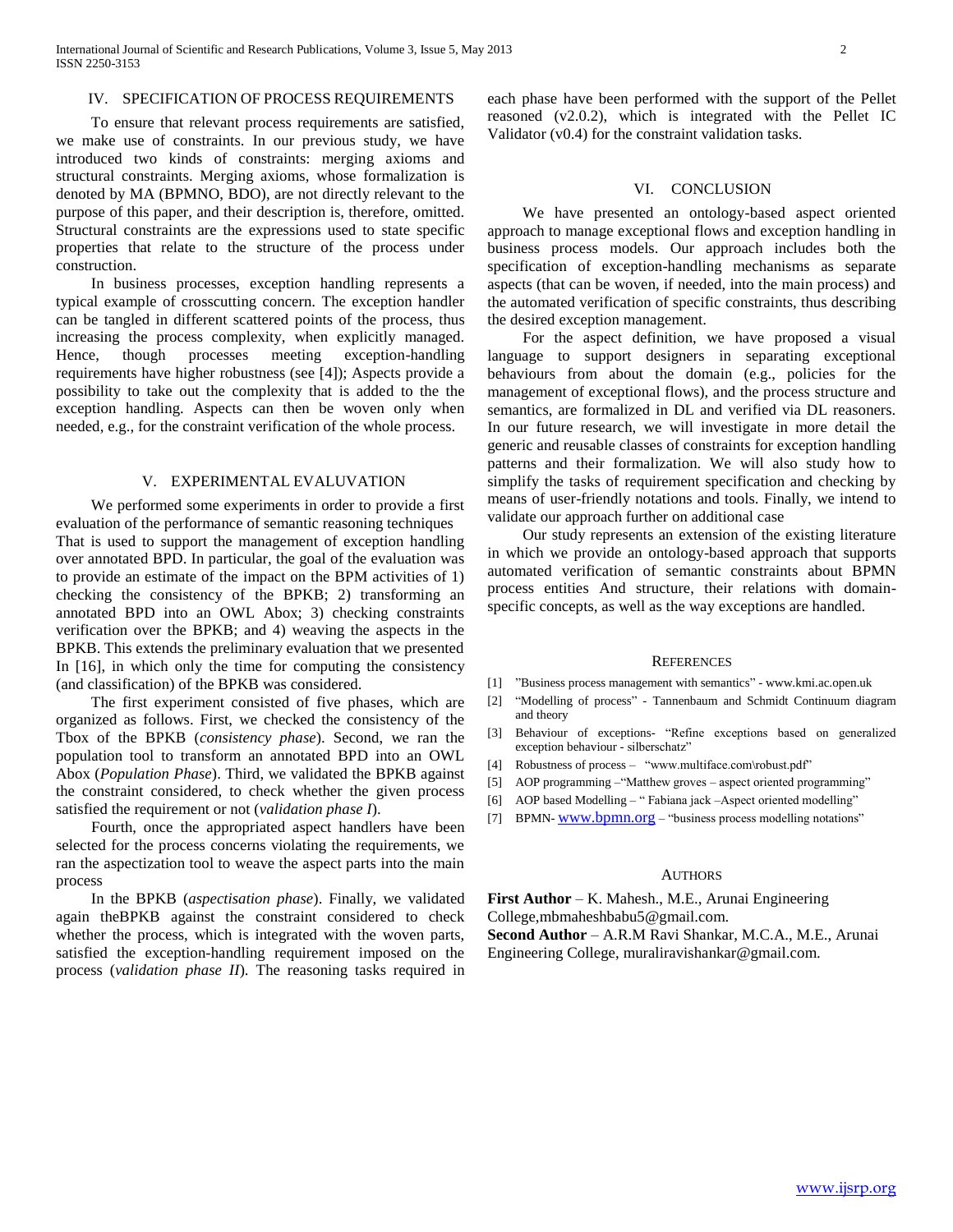## IV. SPECIFICATION OF PROCESS REQUIREMENTS

To ensure that relevant process requirements are satisfied, we make use of constraints. In our previous study, we have introduced two kinds of constraints: merging axioms and structural constraints. Merging axioms, whose formalization is denoted by MA (BPMNO, BDO), are not directly relevant to the purpose of this paper, and their description is, therefore, omitted. Structural constraints are the expressions used to state specific properties that relate to the structure of the process under construction.

In business processes, exception handling represents a typical example of crosscutting concern. The exception handler can be tangled in different scattered points of the process, thus increasing the process complexity, when explicitly managed. Hence, though processes meeting exception-handling requirements have higher robustness (see [4]); Aspects provide a possibility to take out the complexity that is added to the the exception handling. Aspects can then be woven only when needed, e.g., for the constraint verification of the whole process.

## V. EXPERIMENTAL EVALUVATION

We performed some experiments in order to provide a first evaluation of the performance of semantic reasoning techniques
That is used to support the management of exception handling over annotated BPD. In particular, the goal of the evaluation was to provide an estimate of the impact on the BPM activities of 1) checking the consistency of the BPKB; 2) transforming an annotated BPD into an OWL Abox; 3) checking constraints verification over the BPKB; and 4) weaving the aspects in the BPKB. This extends the preliminary evaluation that we presented In [16], in which only the time for computing the consistency (and classification) of the BPKB was considered.

The first experiment consisted of five phases, which are organized as follows. First, we checked the consistency of the Tbox of the BPKB (*consistency phase*). Second, we ran the population tool to transform an annotated BPD into an OWL Abox (*Population Phase*). Third, we validated the BPKB against the constraint considered, to check whether the given process satisfied the requirement or not (*validation phase I*).

Fourth, once the appropriated aspect handlers have been selected for the process concerns violating the requirements, we ran the aspectization tool to weave the aspect parts into the main process

In the BPKB (*aspectisation phase*). Finally, we validated again theBPKB against the constraint considered to check whether the process, which is integrated with the woven parts, satisfied the exception-handling requirement imposed on the process (*validation phase II*). The reasoning tasks required in each phase have been performed with the support of the Pellet reasoned (v2.0.2), which is integrated with the Pellet IC Validator (v0.4) for the constraint validation tasks.

## VI. CONCLUSION

We have presented an ontology-based aspect oriented approach to manage exceptional flows and exception handling in business process models. Our approach includes both the specification of exception-handling mechanisms as separate aspects (that can be woven, if needed, into the main process) and the automated verification of specific constraints, thus describing the desired exception management.

For the aspect definition, we have proposed a visual language to support designers in separating exceptional behaviours from about the domain (e.g., policies for the management of exceptional flows), and the process structure and semantics, are formalized in DL and verified via DL reasoners. In our future research, we will investigate in more detail the generic and reusable classes of constraints for exception handling patterns and their formalization. We will also study how to simplify the tasks of requirement specification and checking by means of user-friendly notations and tools. Finally, we intend to validate our approach further on additional case

Our study represents an extension of the existing literature in which we provide an ontology-based approach that supports automated verification of semantic constraints about BPMN process entities And structure, their relations with domain-specific concepts, as well as the way exceptions are handled.

## REFERENCES

[1] "Business process management with semantics" - www.kmi.ac.open.uk
[2] "Modelling of process" - Tannenbaum and Schmidt Continuum diagram and theory
[3] Behaviour of exceptions- "Refine exceptions based on generalized exception behaviour - silberschatz"
[4] Robustness of process – "www.multiface.com\robust.pdf"
[5] AOP programming –"Matthew groves – aspect oriented programming"
[6] AOP based Modelling – " Fabiana jack –Aspect oriented modelling"
[7] BPMN- www.bpmn.org – "business process modelling notations"

## AUTHORS

**First Author** – K. Mahesh., M.E., Arunai Engineering College,mbmaheshbabu5@gmail.com.
**Second Author** – A.R.M Ravi Shankar, M.C.A., M.E., Arunai Engineering College, muraliravishankar@gmail.com.